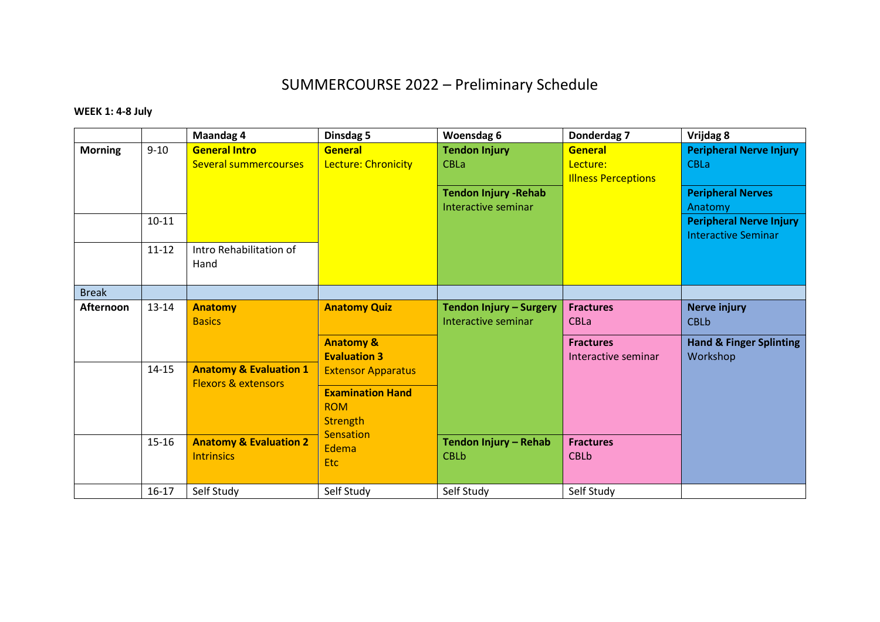# SUMMERCOURSE 2022 – Preliminary Schedule

**WEEK 1: 4-8 July**

| | | Maandag 4 | Dinsdag 5 | Woensdag 6 | Donderdag 7 | Vrijdag 8 |
|---|---|---|---|---|---|---|
| **Morning** | 9-10 | **General Intro** Several summercourses | **General** Lecture: Chronicity | **Tendon Injury** CBLa / **Tendon Injury -Rehab** Interactive seminar | **General** Lecture: Illness Perceptions | **Peripheral Nerve Injury** CBLa / **Peripheral Nerves** Anatomy |
| | 10-11 | | | | | **Peripheral Nerve Injury** Interactive Seminar |
| | 11-12 | Intro Rehabilitation of Hand | | | | |
| Break | | | | | | |
| **Afternoon** | 13-14 | **Anatomy** Basics | **Anatomy Quiz** / **Anatomy & Evaluation 3** Extensor Apparatus | **Tendon Injury – Surgery** Interactive seminar | **Fractures** CBLa / **Fractures** Interactive seminar | **Nerve injury** CBLb / **Hand & Finger Splinting** Workshop |
| | 14-15 | **Anatomy & Evaluation 1** Flexors & extensors | **Examination Hand** ROM Strength Sensation Edema Etc | | | |
| | 15-16 | **Anatomy & Evaluation 2** Intrinsics | | **Tendon Injury – Rehab** CBLb | **Fractures** CBLb | |
| | 16-17 | Self Study | Self Study | Self Study | Self Study | |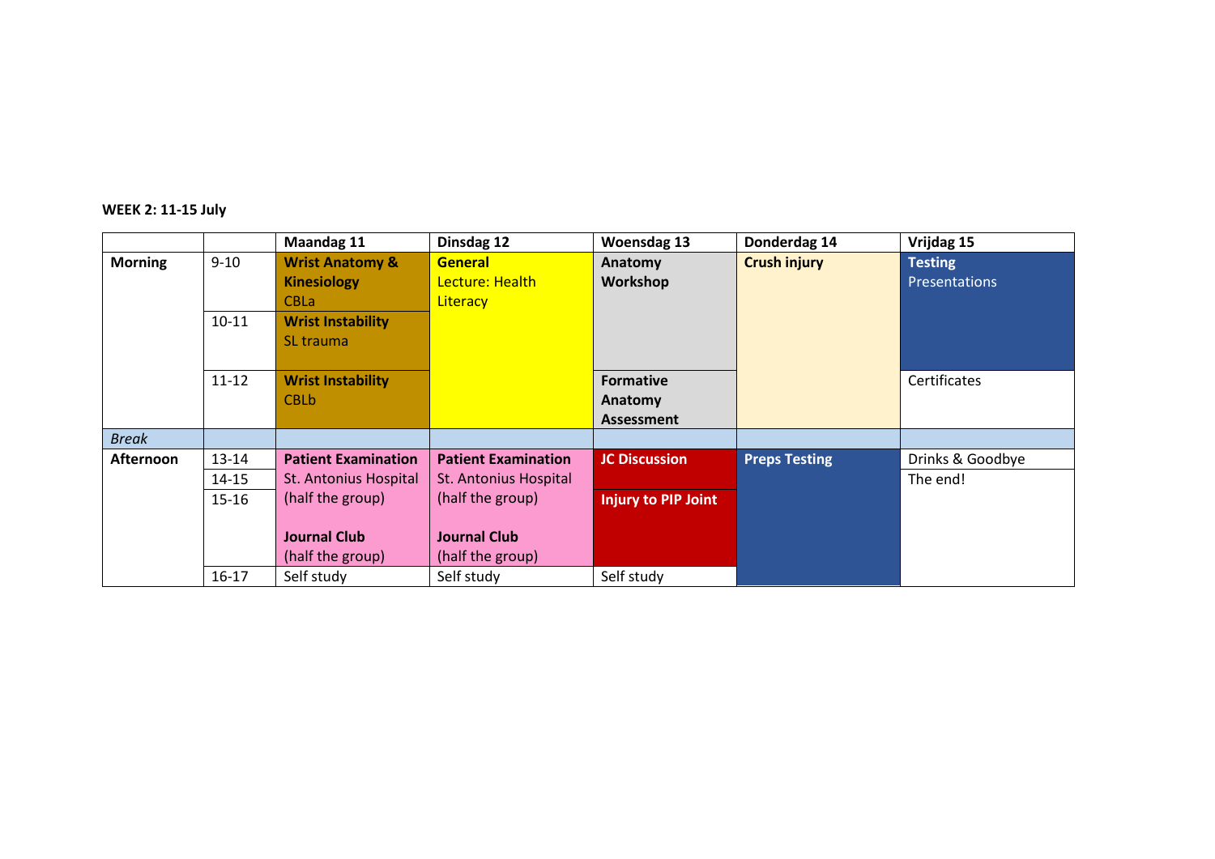**WEEK 2: 11-15 July**

| | | Maandag 11 | Dinsdag 12 | Woensdag 13 | Donderdag 14 | Vrijdag 15 |
|---|---|---|---|---|---|---|
| **Morning** | 9-10 | **Wrist Anatomy & Kinesiology** CBLa | **General** Lecture: Health Literacy | **Anatomy Workshop** | **Crush injury** | **Testing** Presentations |
| | 10-11 | **Wrist Instability** SL trauma | | | | |
| | 11-12 | **Wrist Instability** CBLb | | **Formative Anatomy Assessment** | | Certificates |
| *Break* | | | | | | |
| **Afternoon** | 13-14 | **Patient Examination** St. Antonius Hospital (half the group) **Journal Club** (half the group) | **Patient Examination** St. Antonius Hospital (half the group) **Journal Club** (half the group) | **JC Discussion** | **Preps Testing** | Drinks & Goodbye |
| | 14-15 | | | **Injury to PIP Joint** | | The end! |
| | 15-16 | | | | | |
| | 16-17 | Self study | Self study | Self study | | |